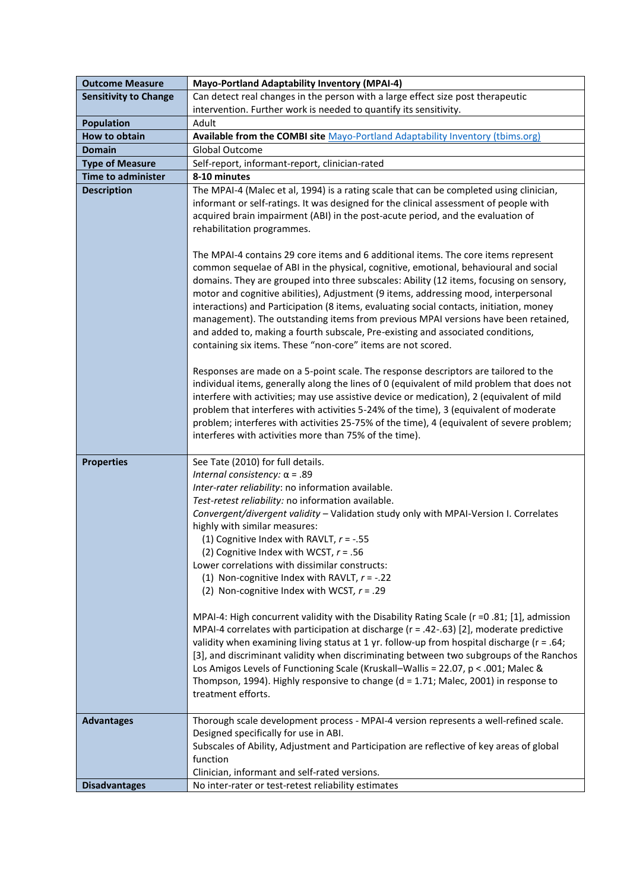| **Outcome Measure** | **Mayo-Portland Adaptability Inventory (MPAI-4)** |
|---|---|
| **Sensitivity to Change** | Can detect real changes in the person with a large effect size post therapeutic intervention. Further work is needed to quantify its sensitivity. |
| **Population** | Adult |
| **How to obtain** | **Available from the COMBI site** [Mayo-Portland Adaptability Inventory (tbims.org)](https://tbims.org) |
| **Domain** | Global Outcome |
| **Type of Measure** | Self-report, informant-report, clinician-rated |
| **Time to administer** | **8-10 minutes** |
| **Description** | The MPAI-4 (Malec et al, 1994) is a rating scale that can be completed using clinician, informant or self-ratings. It was designed for the clinical assessment of people with acquired brain impairment (ABI) in the post-acute period, and the evaluation of rehabilitation programmes.<br><br>The MPAI-4 contains 29 core items and 6 additional items. The core items represent common sequelae of ABI in the physical, cognitive, emotional, behavioural and social domains. They are grouped into three subscales: Ability (12 items, focusing on sensory, motor and cognitive abilities), Adjustment (9 items, addressing mood, interpersonal interactions) and Participation (8 items, evaluating social contacts, initiation, money management). The outstanding items from previous MPAI versions have been retained, and added to, making a fourth subscale, Pre-existing and associated conditions, containing six items. These "non-core" items are not scored.<br><br>Responses are made on a 5-point scale. The response descriptors are tailored to the individual items, generally along the lines of 0 (equivalent of mild problem that does not interfere with activities; may use assistive device or medication), 2 (equivalent of mild problem that interferes with activities 5-24% of the time), 3 (equivalent of moderate problem; interferes with activities 25-75% of the time), 4 (equivalent of severe problem; interferes with activities more than 75% of the time). |
| **Properties** | See Tate (2010) for full details.<br>*Internal consistency:* α = .89<br>*Inter-rater reliability*: no information available.<br>*Test-retest reliability:* no information available.<br>*Convergent/divergent validity* – Validation study only with MPAI-Version I. Correlates highly with similar measures:<br>(1) Cognitive Index with RAVLT, *r* = -.55<br>(2) Cognitive Index with WCST, *r* = .56<br>Lower correlations with dissimilar constructs:<br>(1) Non-cognitive Index with RAVLT, *r* = -.22<br>(2) Non-cognitive Index with WCST, *r* = .29<br><br>MPAI-4: High concurrent validity with the Disability Rating Scale (r =0 .81; [1], admission MPAI-4 correlates with participation at discharge (r = .42-.63) [2], moderate predictive validity when examining living status at 1 yr. follow-up from hospital discharge (r = .64; [3], and discriminant validity when discriminating between two subgroups of the Ranchos Los Amigos Levels of Functioning Scale (Kruskall–Wallis = 22.07, p < .001; Malec & Thompson, 1994). Highly responsive to change (d = 1.71; Malec, 2001) in response to treatment efforts. |
| **Advantages** | Thorough scale development process - MPAI-4 version represents a well-refined scale.<br>Designed specifically for use in ABI.<br>Subscales of Ability, Adjustment and Participation are reflective of key areas of global function<br>Clinician, informant and self-rated versions. |
| **Disadvantages** | No inter-rater or test-retest reliability estimates |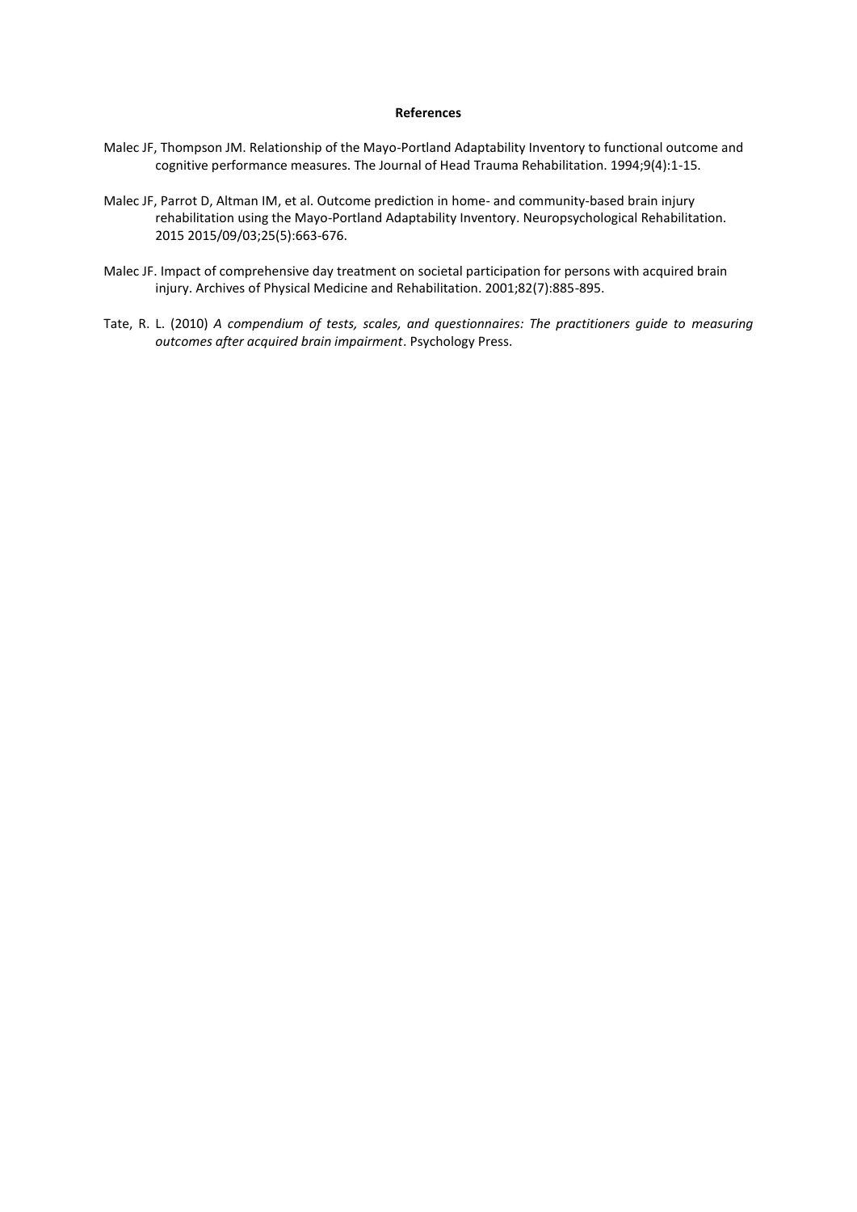**References**

Malec JF, Thompson JM. Relationship of the Mayo-Portland Adaptability Inventory to functional outcome and cognitive performance measures. The Journal of Head Trauma Rehabilitation. 1994;9(4):1-15.

Malec JF, Parrot D, Altman IM, et al. Outcome prediction in home- and community-based brain injury rehabilitation using the Mayo-Portland Adaptability Inventory. Neuropsychological Rehabilitation. 2015 2015/09/03;25(5):663-676.

Malec JF. Impact of comprehensive day treatment on societal participation for persons with acquired brain injury. Archives of Physical Medicine and Rehabilitation. 2001;82(7):885-895.

Tate, R. L. (2010) *A compendium of tests, scales, and questionnaires: The practitioners guide to measuring outcomes after acquired brain impairment*. Psychology Press.